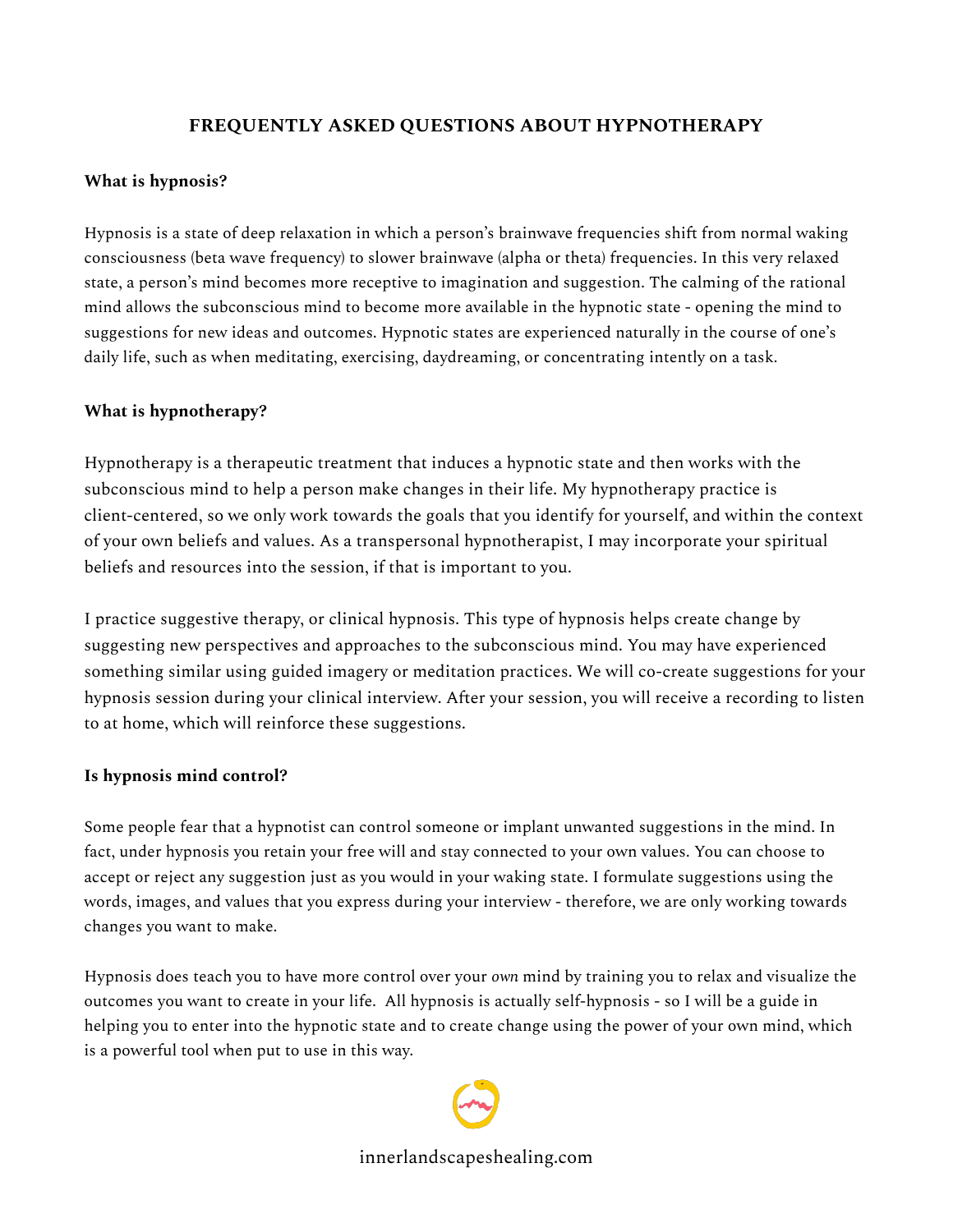# FREQUENTLY ASKED QUESTIONS ABOUT HYPNOTHERAPY

**What is hypnosis?**

Hypnosis is a state of deep relaxation in which a person's brainwave frequencies shift from normal waking consciousness (beta wave frequency) to slower brainwave (alpha or theta) frequencies. In this very relaxed state, a person's mind becomes more receptive to imagination and suggestion. The calming of the rational mind allows the subconscious mind to become more available in the hypnotic state - opening the mind to suggestions for new ideas and outcomes. Hypnotic states are experienced naturally in the course of one's daily life, such as when meditating, exercising, daydreaming, or concentrating intently on a task.

**What is hypnotherapy?**

Hypnotherapy is a therapeutic treatment that induces a hypnotic state and then works with the subconscious mind to help a person make changes in their life. My hypnotherapy practice is client-centered, so we only work towards the goals that you identify for yourself, and within the context of your own beliefs and values. As a transpersonal hypnotherapist, I may incorporate your spiritual beliefs and resources into the session, if that is important to you.

I practice suggestive therapy, or clinical hypnosis. This type of hypnosis helps create change by suggesting new perspectives and approaches to the subconscious mind. You may have experienced something similar using guided imagery or meditation practices. We will co-create suggestions for your hypnosis session during your clinical interview. After your session, you will receive a recording to listen to at home, which will reinforce these suggestions.

**Is hypnosis mind control?**

Some people fear that a hypnotist can control someone or implant unwanted suggestions in the mind. In fact, under hypnosis you retain your free will and stay connected to your own values. You can choose to accept or reject any suggestion just as you would in your waking state. I formulate suggestions using the words, images, and values that you express during your interview - therefore, we are only working towards changes you want to make.

Hypnosis does teach you to have more control over your *own* mind by training you to relax and visualize the outcomes you want to create in your life. All hypnosis is actually self-hypnosis - so I will be a guide in helping you to enter into the hypnotic state and to create change using the power of your own mind, which is a powerful tool when put to use in this way.

innerlandscapeshealing.com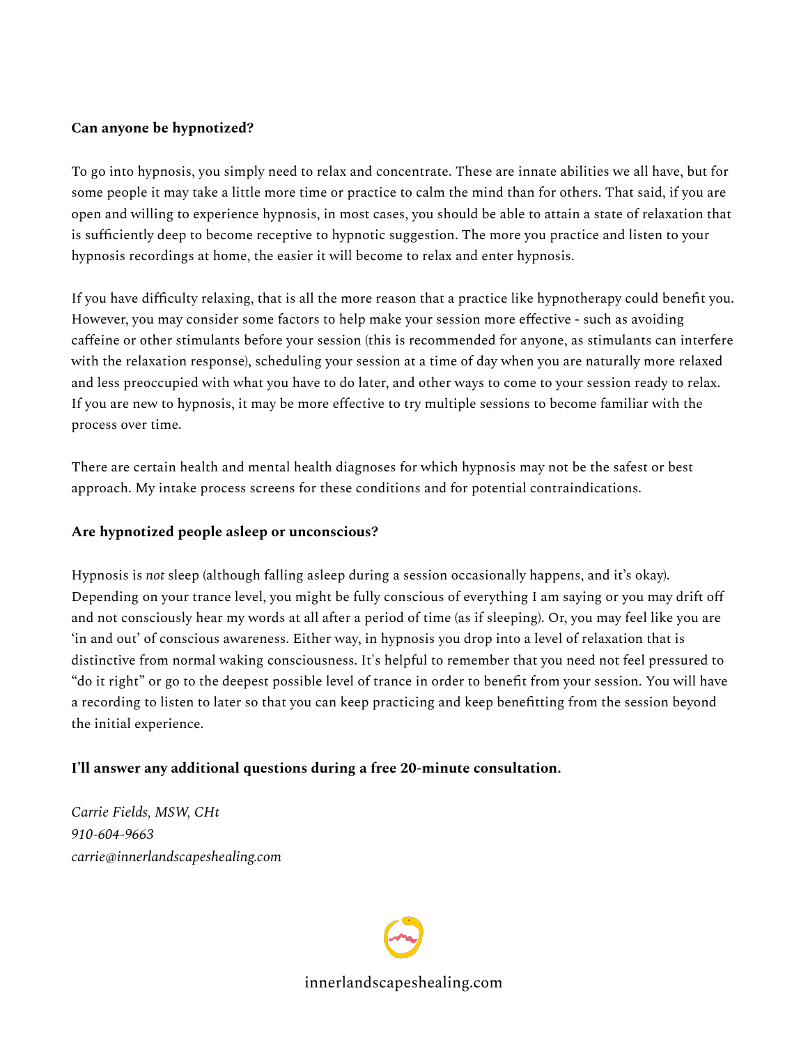**Can anyone be hypnotized?**

To go into hypnosis, you simply need to relax and concentrate. These are innate abilities we all have, but for some people it may take a little more time or practice to calm the mind than for others. That said, if you are open and willing to experience hypnosis, in most cases, you should be able to attain a state of relaxation that is sufficiently deep to become receptive to hypnotic suggestion. The more you practice and listen to your hypnosis recordings at home, the easier it will become to relax and enter hypnosis.

If you have difficulty relaxing, that is all the more reason that a practice like hypnotherapy could benefit you. However, you may consider some factors to help make your session more effective - such as avoiding caffeine or other stimulants before your session (this is recommended for anyone, as stimulants can interfere with the relaxation response), scheduling your session at a time of day when you are naturally more relaxed and less preoccupied with what you have to do later, and other ways to come to your session ready to relax. If you are new to hypnosis, it may be more effective to try multiple sessions to become familiar with the process over time.

There are certain health and mental health diagnoses for which hypnosis may not be the safest or best approach. My intake process screens for these conditions and for potential contraindications.

**Are hypnotized people asleep or unconscious?**

Hypnosis is *not* sleep (although falling asleep during a session occasionally happens, and it's okay). Depending on your trance level, you might be fully conscious of everything I am saying or you may drift off and not consciously hear my words at all after a period of time (as if sleeping). Or, you may feel like you are 'in and out' of conscious awareness. Either way, in hypnosis you drop into a level of relaxation that is distinctive from normal waking consciousness. It's helpful to remember that you need not feel pressured to "do it right" or go to the deepest possible level of trance in order to benefit from your session. You will have a recording to listen to later so that you can keep practicing and keep benefitting from the session beyond the initial experience.

**I'll answer any additional questions during a free 20-minute consultation.**

*Carrie Fields, MSW, CHt*
*910-604-9663*
*carrie@innerlandscapeshealing.com*

innerlandscapeshealing.com